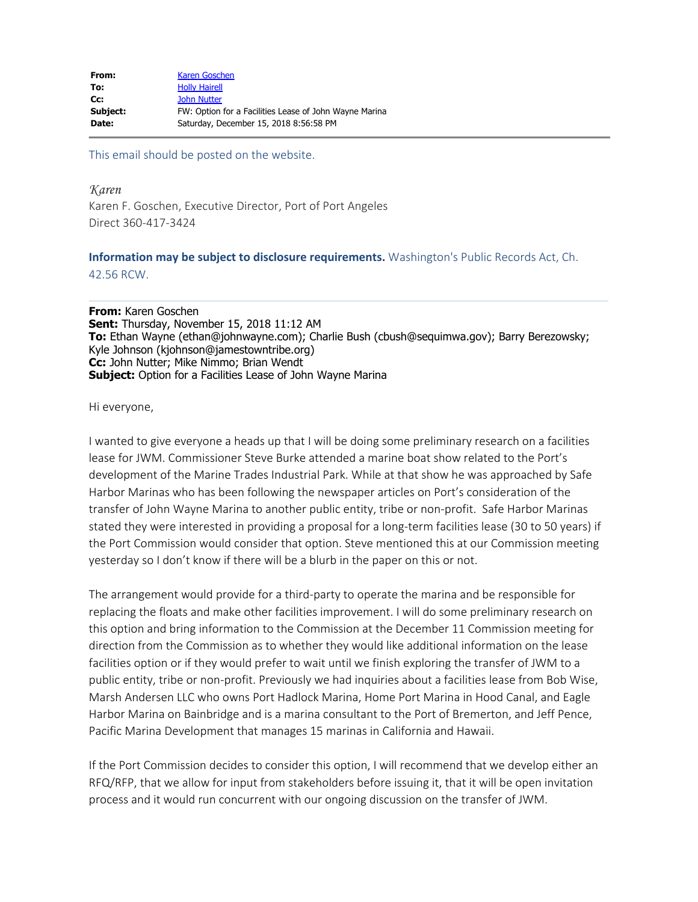| | |
|---|---|
| **From:** | Karen Goschen |
| **To:** | Holly Hairell |
| **Cc:** | John Nutter |
| **Subject:** | FW: Option for a Facilities Lease of John Wayne Marina |
| **Date:** | Saturday, December 15, 2018 8:56:58 PM |

This email should be posted on the website.

*Karen*
Karen F. Goschen, Executive Director, Port of Port Angeles
Direct 360-417-3424

**Information may be subject to disclosure requirements.** Washington's Public Records Act, Ch. 42.56 RCW.

---

**From:** Karen Goschen
**Sent:** Thursday, November 15, 2018 11:12 AM
**To:** Ethan Wayne (ethan@johnwayne.com); Charlie Bush (cbush@sequimwa.gov); Barry Berezowsky; Kyle Johnson (kjohnson@jamestowntribe.org)
**Cc:** John Nutter; Mike Nimmo; Brian Wendt
**Subject:** Option for a Facilities Lease of John Wayne Marina

Hi everyone,

I wanted to give everyone a heads up that I will be doing some preliminary research on a facilities lease for JWM. Commissioner Steve Burke attended a marine boat show related to the Port's development of the Marine Trades Industrial Park. While at that show he was approached by Safe Harbor Marinas who has been following the newspaper articles on Port's consideration of the transfer of John Wayne Marina to another public entity, tribe or non-profit. Safe Harbor Marinas stated they were interested in providing a proposal for a long-term facilities lease (30 to 50 years) if the Port Commission would consider that option. Steve mentioned this at our Commission meeting yesterday so I don't know if there will be a blurb in the paper on this or not.

The arrangement would provide for a third-party to operate the marina and be responsible for replacing the floats and make other facilities improvement. I will do some preliminary research on this option and bring information to the Commission at the December 11 Commission meeting for direction from the Commission as to whether they would like additional information on the lease facilities option or if they would prefer to wait until we finish exploring the transfer of JWM to a public entity, tribe or non-profit. Previously we had inquiries about a facilities lease from Bob Wise, Marsh Andersen LLC who owns Port Hadlock Marina, Home Port Marina in Hood Canal, and Eagle Harbor Marina on Bainbridge and is a marina consultant to the Port of Bremerton, and Jeff Pence, Pacific Marina Development that manages 15 marinas in California and Hawaii.

If the Port Commission decides to consider this option, I will recommend that we develop either an RFQ/RFP, that we allow for input from stakeholders before issuing it, that it will be open invitation process and it would run concurrent with our ongoing discussion on the transfer of JWM.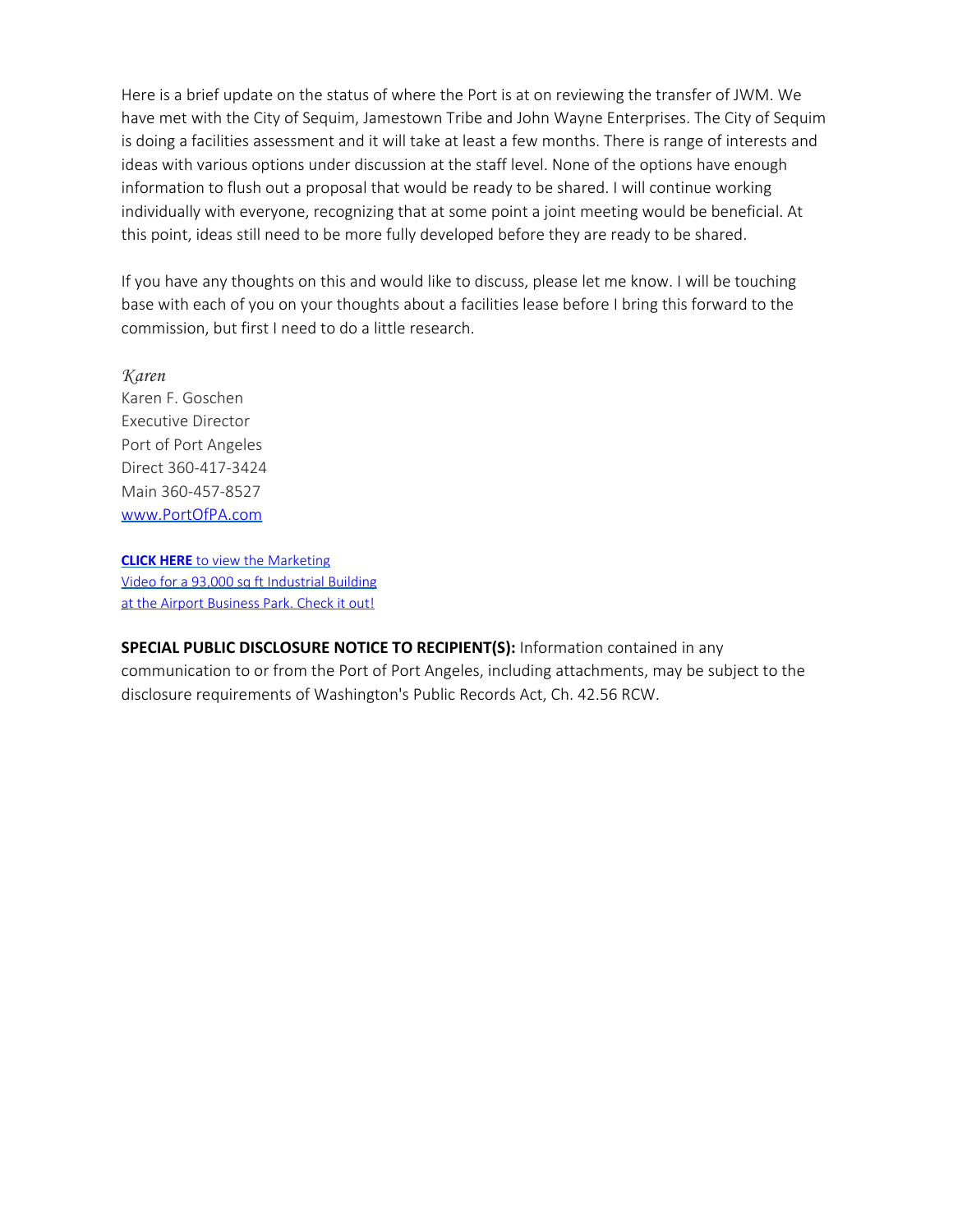Here is a brief update on the status of where the Port is at on reviewing the transfer of JWM. We have met with the City of Sequim, Jamestown Tribe and John Wayne Enterprises. The City of Sequim is doing a facilities assessment and it will take at least a few months. There is range of interests and ideas with various options under discussion at the staff level. None of the options have enough information to flush out a proposal that would be ready to be shared. I will continue working individually with everyone, recognizing that at some point a joint meeting would be beneficial. At this point, ideas still need to be more fully developed before they are ready to be shared.

If you have any thoughts on this and would like to discuss, please let me know. I will be touching base with each of you on your thoughts about a facilities lease before I bring this forward to the commission, but first I need to do a little research.

*Karen*
Karen F. Goschen
Executive Director
Port of Port Angeles
Direct 360-417-3424
Main 360-457-8527
www.PortOfPA.com

**CLICK HERE** to view the Marketing Video for a 93,000 sq ft Industrial Building at the Airport Business Park. Check it out!

**SPECIAL PUBLIC DISCLOSURE NOTICE TO RECIPIENT(S):** Information contained in any communication to or from the Port of Port Angeles, including attachments, may be subject to the disclosure requirements of Washington's Public Records Act, Ch. 42.56 RCW.